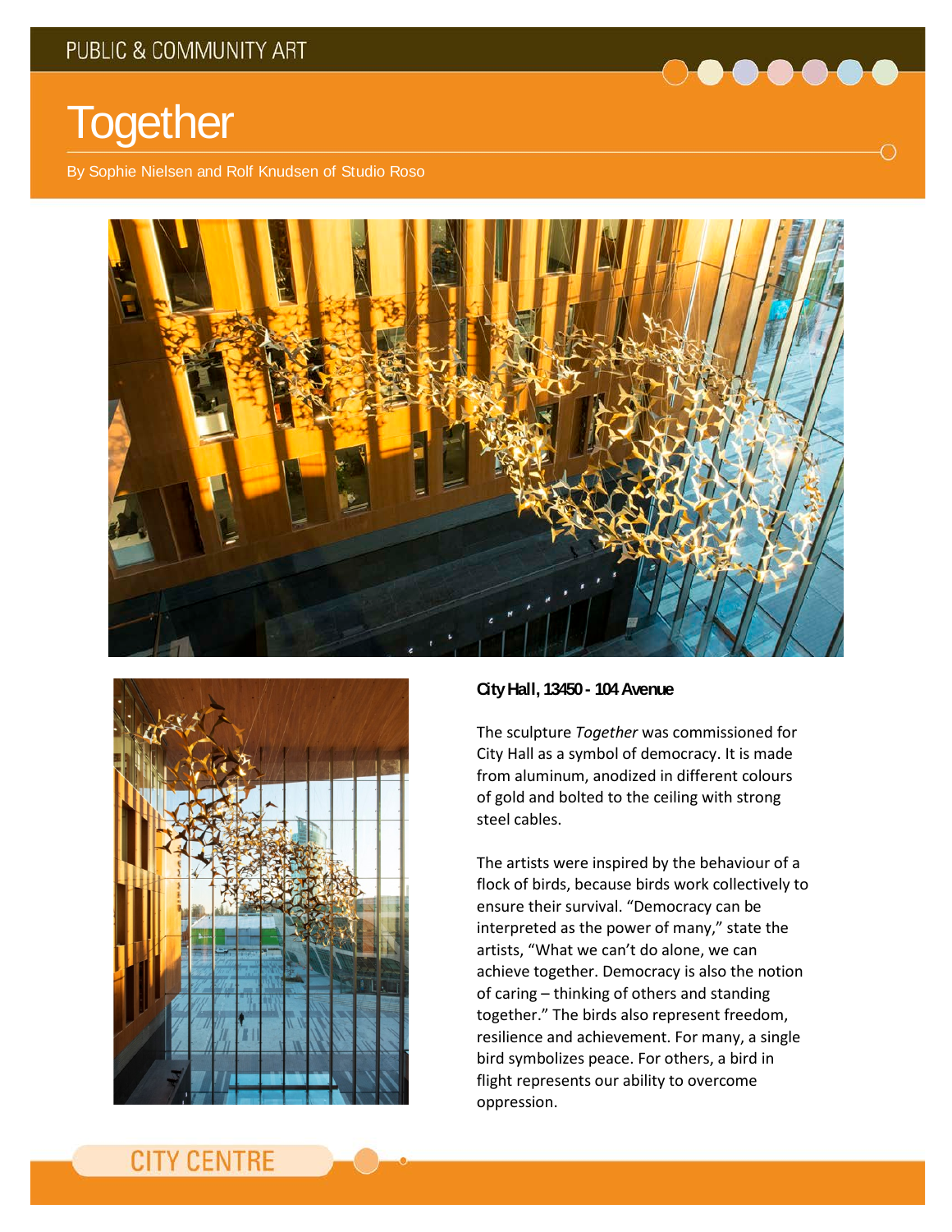PUBLIC & COMMUNITY ART

# Together

By Sophie Nielsen and Rolf Knudsen of Studio Roso

**City Hall, 13450 - 104 Avenue**

The sculpture *Together* was commissioned for City Hall as a symbol of democracy. It is made from aluminum, anodized in different colours of gold and bolted to the ceiling with strong steel cables.

The artists were inspired by the behaviour of a flock of birds, because birds work collectively to ensure their survival. "Democracy can be interpreted as the power of many," state the artists, "What we can't do alone, we can achieve together. Democracy is also the notion of caring – thinking of others and standing together." The birds also represent freedom, resilience and achievement. For many, a single bird symbolizes peace. For others, a bird in flight represents our ability to overcome oppression.

CITY CENTRE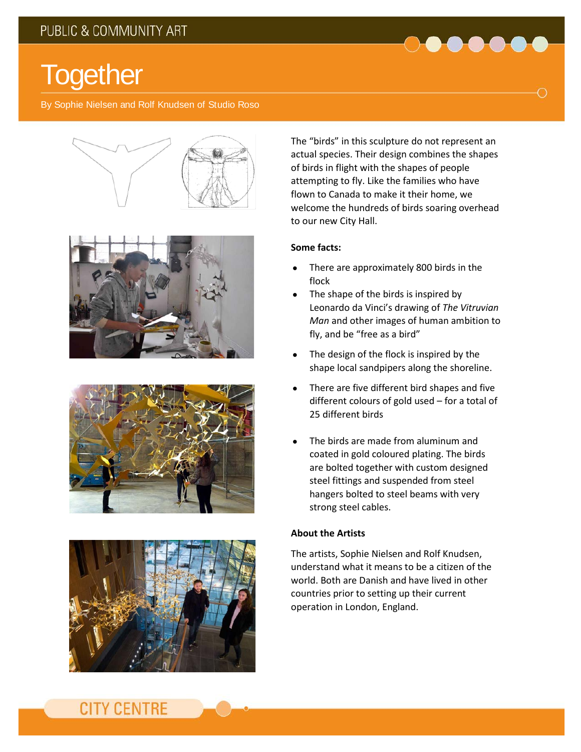# Together

By Sophie Nielsen and Rolf Knudsen of Studio Roso

The “birds” in this sculpture do not represent an actual species. Their design combines the shapes of birds in flight with the shapes of people attempting to fly. Like the families who have flown to Canada to make it their home, we welcome the hundreds of birds soaring overhead to our new City Hall.

**Some facts:**

- There are approximately 800 birds in the flock
- The shape of the birds is inspired by Leonardo da Vinci’s drawing of *The Vitruvian Man* and other images of human ambition to fly, and be “free as a bird”
- The design of the flock is inspired by the shape local sandpipers along the shoreline.
- There are five different bird shapes and five different colours of gold used – for a total of 25 different birds
- The birds are made from aluminum and coated in gold coloured plating. The birds are bolted together with custom designed steel fittings and suspended from steel hangers bolted to steel beams with very strong steel cables.

**About the Artists**

The artists, Sophie Nielsen and Rolf Knudsen, understand what it means to be a citizen of the world. Both are Danish and have lived in other countries prior to setting up their current operation in London, England.